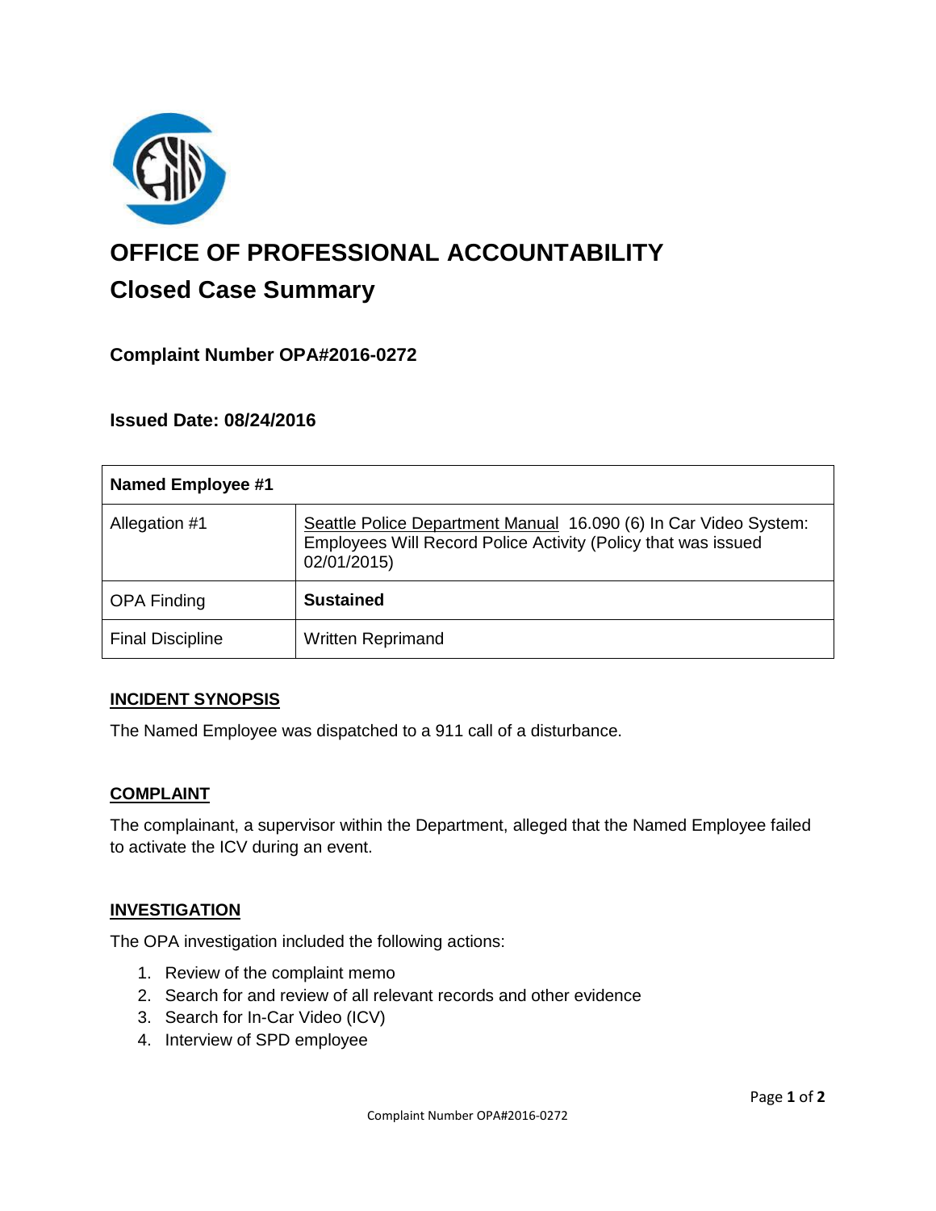# OFFICE OF PROFESSIONAL ACCOUNTABILITY

## Closed Case Summary

### Complaint Number OPA#2016-0272

### Issued Date: 08/24/2016

| Named Employee #1 | |
|---|---|
| Allegation #1 | Seattle Police Department Manual 16.090 (6) In Car Video System: Employees Will Record Police Activity (Policy that was issued 02/01/2015) |
| OPA Finding | **Sustained** |
| Final Discipline | Written Reprimand |

**INCIDENT SYNOPSIS**

The Named Employee was dispatched to a 911 call of a disturbance.

**COMPLAINT**

The complainant, a supervisor within the Department, alleged that the Named Employee failed to activate the ICV during an event.

**INVESTIGATION**

The OPA investigation included the following actions:

1. Review of the complaint memo
2. Search for and review of all relevant records and other evidence
3. Search for In-Car Video (ICV)
4. Interview of SPD employee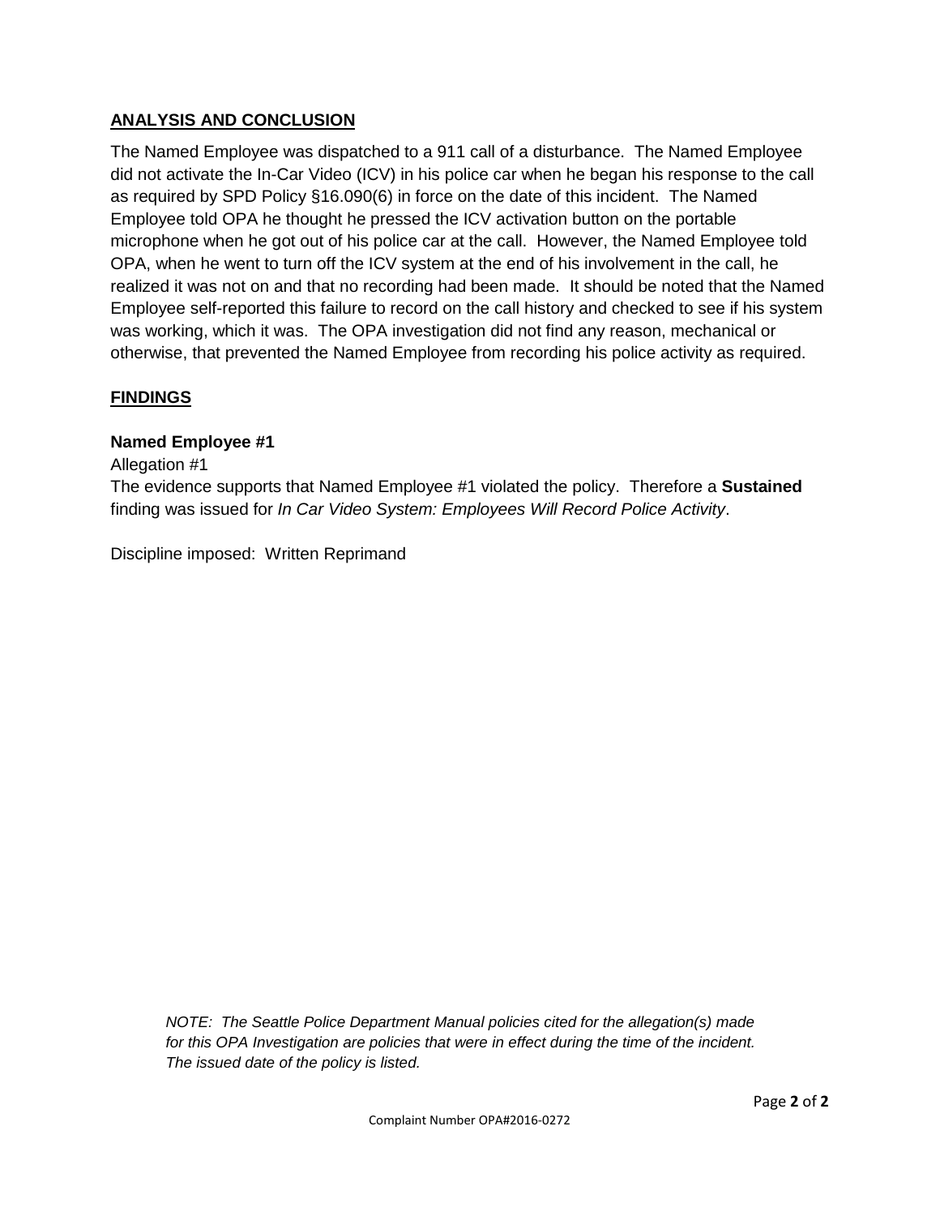## ANALYSIS AND CONCLUSION

The Named Employee was dispatched to a 911 call of a disturbance. The Named Employee did not activate the In-Car Video (ICV) in his police car when he began his response to the call as required by SPD Policy §16.090(6) in force on the date of this incident. The Named Employee told OPA he thought he pressed the ICV activation button on the portable microphone when he got out of his police car at the call. However, the Named Employee told OPA, when he went to turn off the ICV system at the end of his involvement in the call, he realized it was not on and that no recording had been made. It should be noted that the Named Employee self-reported this failure to record on the call history and checked to see if his system was working, which it was. The OPA investigation did not find any reason, mechanical or otherwise, that prevented the Named Employee from recording his police activity as required.

## FINDINGS

### Named Employee #1

Allegation #1

The evidence supports that Named Employee #1 violated the policy. Therefore a **Sustained** finding was issued for *In Car Video System: Employees Will Record Police Activity*.

Discipline imposed: Written Reprimand

*NOTE: The Seattle Police Department Manual policies cited for the allegation(s) made for this OPA Investigation are policies that were in effect during the time of the incident. The issued date of the policy is listed.*

Complaint Number OPA#2016-0272